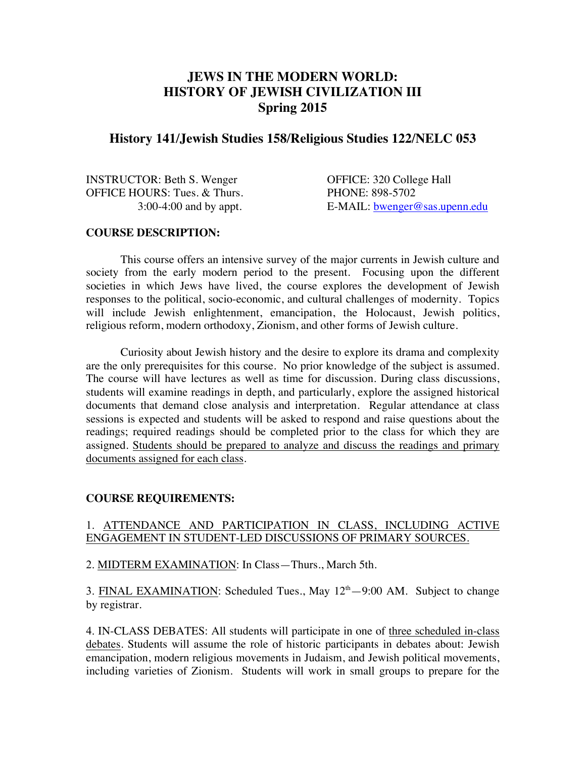# JEWS IN THE MODERN WORLD: HISTORY OF JEWISH CIVILIZATION III
# Spring 2015

## History 141/Jewish Studies 158/Religious Studies 122/NELC 053

INSTRUCTOR: Beth S. Wenger
OFFICE HOURS: Tues. & Thurs. 3:00-4:00 and by appt.

OFFICE: 320 College Hall
PHONE: 898-5702
E-MAIL: bwenger@sas.upenn.edu

**COURSE DESCRIPTION:**

This course offers an intensive survey of the major currents in Jewish culture and society from the early modern period to the present. Focusing upon the different societies in which Jews have lived, the course explores the development of Jewish responses to the political, socio-economic, and cultural challenges of modernity. Topics will include Jewish enlightenment, emancipation, the Holocaust, Jewish politics, religious reform, modern orthodoxy, Zionism, and other forms of Jewish culture.

Curiosity about Jewish history and the desire to explore its drama and complexity are the only prerequisites for this course. No prior knowledge of the subject is assumed. The course will have lectures as well as time for discussion. During class discussions, students will examine readings in depth, and particularly, explore the assigned historical documents that demand close analysis and interpretation. Regular attendance at class sessions is expected and students will be asked to respond and raise questions about the readings; required readings should be completed prior to the class for which they are assigned. Students should be prepared to analyze and discuss the readings and primary documents assigned for each class.

**COURSE REQUIREMENTS:**

1. ATTENDANCE AND PARTICIPATION IN CLASS, INCLUDING ACTIVE ENGAGEMENT IN STUDENT-LED DISCUSSIONS OF PRIMARY SOURCES.

2. MIDTERM EXAMINATION: In Class—Thurs., March 5th.

3. FINAL EXAMINATION: Scheduled Tues., May 12th—9:00 AM. Subject to change by registrar.

4. IN-CLASS DEBATES: All students will participate in one of three scheduled in-class debates. Students will assume the role of historic participants in debates about: Jewish emancipation, modern religious movements in Judaism, and Jewish political movements, including varieties of Zionism. Students will work in small groups to prepare for the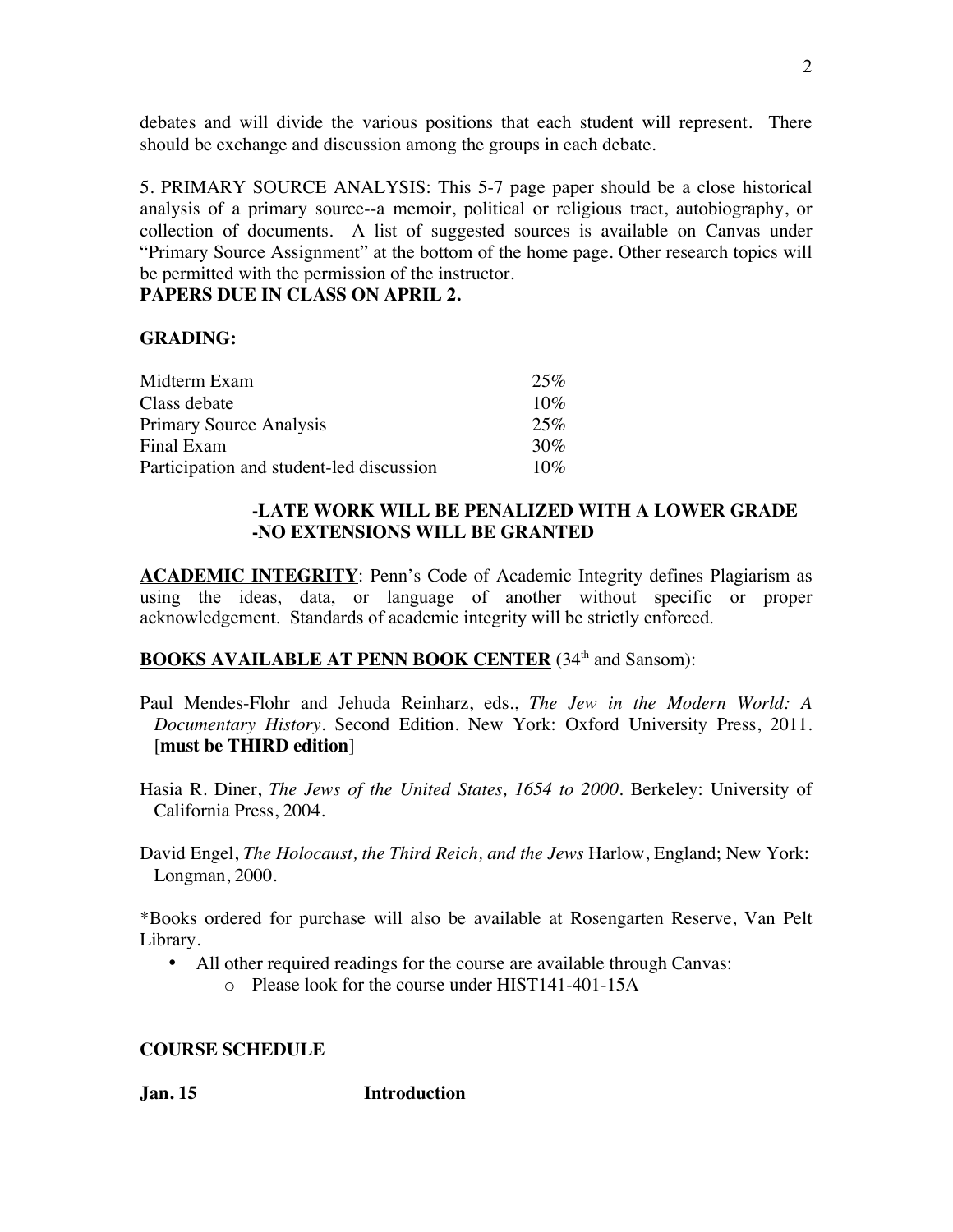debates and will divide the various positions that each student will represent. There should be exchange and discussion among the groups in each debate.

5. PRIMARY SOURCE ANALYSIS: This 5-7 page paper should be a close historical analysis of a primary source--a memoir, political or religious tract, autobiography, or collection of documents. A list of suggested sources is available on Canvas under "Primary Source Assignment" at the bottom of the home page. Other research topics will be permitted with the permission of the instructor.

**PAPERS DUE IN CLASS ON APRIL 2.**

**GRADING:**

| | |
|---|---|
| Midterm Exam | 25% |
| Class debate | 10% |
| Primary Source Analysis | 25% |
| Final Exam | 30% |
| Participation and student-led discussion | 10% |

**-LATE WORK WILL BE PENALIZED WITH A LOWER GRADE**
**-NO EXTENSIONS WILL BE GRANTED**

**ACADEMIC INTEGRITY**: Penn's Code of Academic Integrity defines Plagiarism as using the ideas, data, or language of another without specific or proper acknowledgement. Standards of academic integrity will be strictly enforced.

**BOOKS AVAILABLE AT PENN BOOK CENTER** (34th and Sansom):

Paul Mendes-Flohr and Jehuda Reinharz, eds., *The Jew in the Modern World: A Documentary History*. Second Edition. New York: Oxford University Press, 2011. [**must be THIRD edition**]

Hasia R. Diner, *The Jews of the United States, 1654 to 2000*. Berkeley: University of California Press, 2004.

David Engel, *The Holocaust, the Third Reich, and the Jews* Harlow, England; New York: Longman, 2000.

*Books ordered for purchase will also be available at Rosengarten Reserve, Van Pelt Library.

- All other required readings for the course are available through Canvas:
  - Please look for the course under HIST141-401-15A

**COURSE SCHEDULE**

**Jan. 15** **Introduction**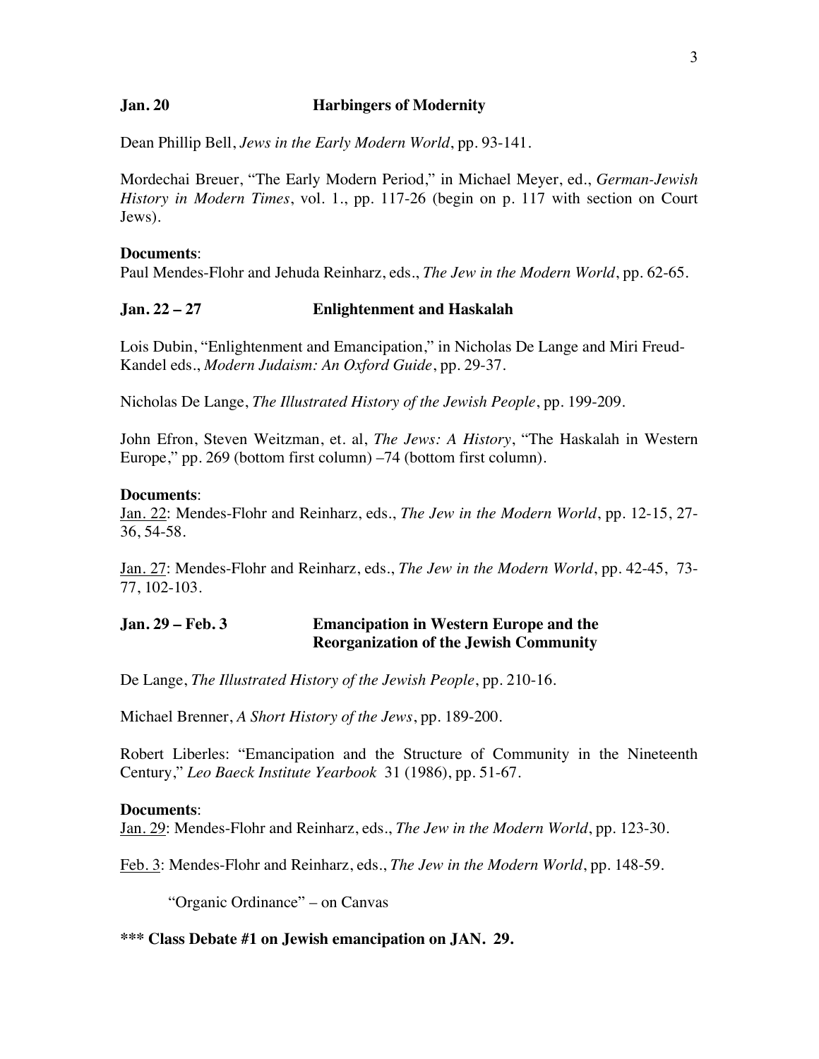**Jan. 20** **Harbingers of Modernity**

Dean Phillip Bell, *Jews in the Early Modern World*, pp. 93-141.

Mordechai Breuer, "The Early Modern Period," in Michael Meyer, ed., *German-Jewish History in Modern Times*, vol. 1., pp. 117-26 (begin on p. 117 with section on Court Jews).

**Documents**:
Paul Mendes-Flohr and Jehuda Reinharz, eds., *The Jew in the Modern World*, pp. 62-65.

**Jan. 22 – 27** **Enlightenment and Haskalah**

Lois Dubin, "Enlightenment and Emancipation," in Nicholas De Lange and Miri Freud-Kandel eds., *Modern Judaism: An Oxford Guide*, pp. 29-37.

Nicholas De Lange, *The Illustrated History of the Jewish People*, pp. 199-209.

John Efron, Steven Weitzman, et. al, *The Jews: A History*, "The Haskalah in Western Europe," pp. 269 (bottom first column) –74 (bottom first column).

**Documents**:
<u>Jan. 22</u>: Mendes-Flohr and Reinharz, eds., *The Jew in the Modern World*, pp. 12-15, 27-36, 54-58.

<u>Jan. 27</u>: Mendes-Flohr and Reinharz, eds., *The Jew in the Modern World*, pp. 42-45, 73-77, 102-103.

**Jan. 29 – Feb. 3** **Emancipation in Western Europe and the Reorganization of the Jewish Community**

De Lange, *The Illustrated History of the Jewish People*, pp. 210-16.

Michael Brenner, *A Short History of the Jews*, pp. 189-200.

Robert Liberles: "Emancipation and the Structure of Community in the Nineteenth Century," *Leo Baeck Institute Yearbook* 31 (1986), pp. 51-67.

**Documents**:
<u>Jan. 29</u>: Mendes-Flohr and Reinharz, eds., *The Jew in the Modern World*, pp. 123-30.

<u>Feb. 3</u>: Mendes-Flohr and Reinharz, eds., *The Jew in the Modern World*, pp. 148-59.

"Organic Ordinance" – on Canvas

**\*\*\* Class Debate #1 on Jewish emancipation on JAN. 29.**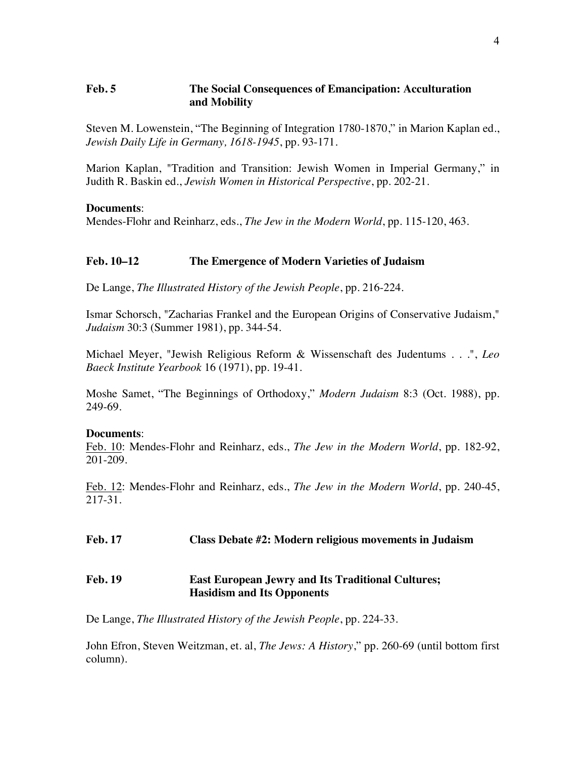**Feb. 5** **The Social Consequences of Emancipation: Acculturation and Mobility**

Steven M. Lowenstein, "The Beginning of Integration 1780-1870," in Marion Kaplan ed., *Jewish Daily Life in Germany, 1618-1945*, pp. 93-171.

Marion Kaplan, "Tradition and Transition: Jewish Women in Imperial Germany," in Judith R. Baskin ed., *Jewish Women in Historical Perspective*, pp. 202-21.

**Documents**:
Mendes-Flohr and Reinharz, eds., *The Jew in the Modern World*, pp. 115-120, 463.

**Feb. 10–12** **The Emergence of Modern Varieties of Judaism**

De Lange, *The Illustrated History of the Jewish People*, pp. 216-224.

Ismar Schorsch, "Zacharias Frankel and the European Origins of Conservative Judaism," *Judaism* 30:3 (Summer 1981), pp. 344-54.

Michael Meyer, "Jewish Religious Reform & Wissenschaft des Judentums . . .", *Leo Baeck Institute Yearbook* 16 (1971), pp. 19-41.

Moshe Samet, "The Beginnings of Orthodoxy," *Modern Judaism* 8:3 (Oct. 1988), pp. 249-69.

**Documents**:
Feb. 10: Mendes-Flohr and Reinharz, eds., *The Jew in the Modern World*, pp. 182-92, 201-209.

Feb. 12: Mendes-Flohr and Reinharz, eds., *The Jew in the Modern World*, pp. 240-45, 217-31.

**Feb. 17** **Class Debate #2: Modern religious movements in Judaism**

**Feb. 19** **East European Jewry and Its Traditional Cultures; Hasidism and Its Opponents**

De Lange, *The Illustrated History of the Jewish People*, pp. 224-33.

John Efron, Steven Weitzman, et. al, *The Jews: A History*," pp. 260-69 (until bottom first column).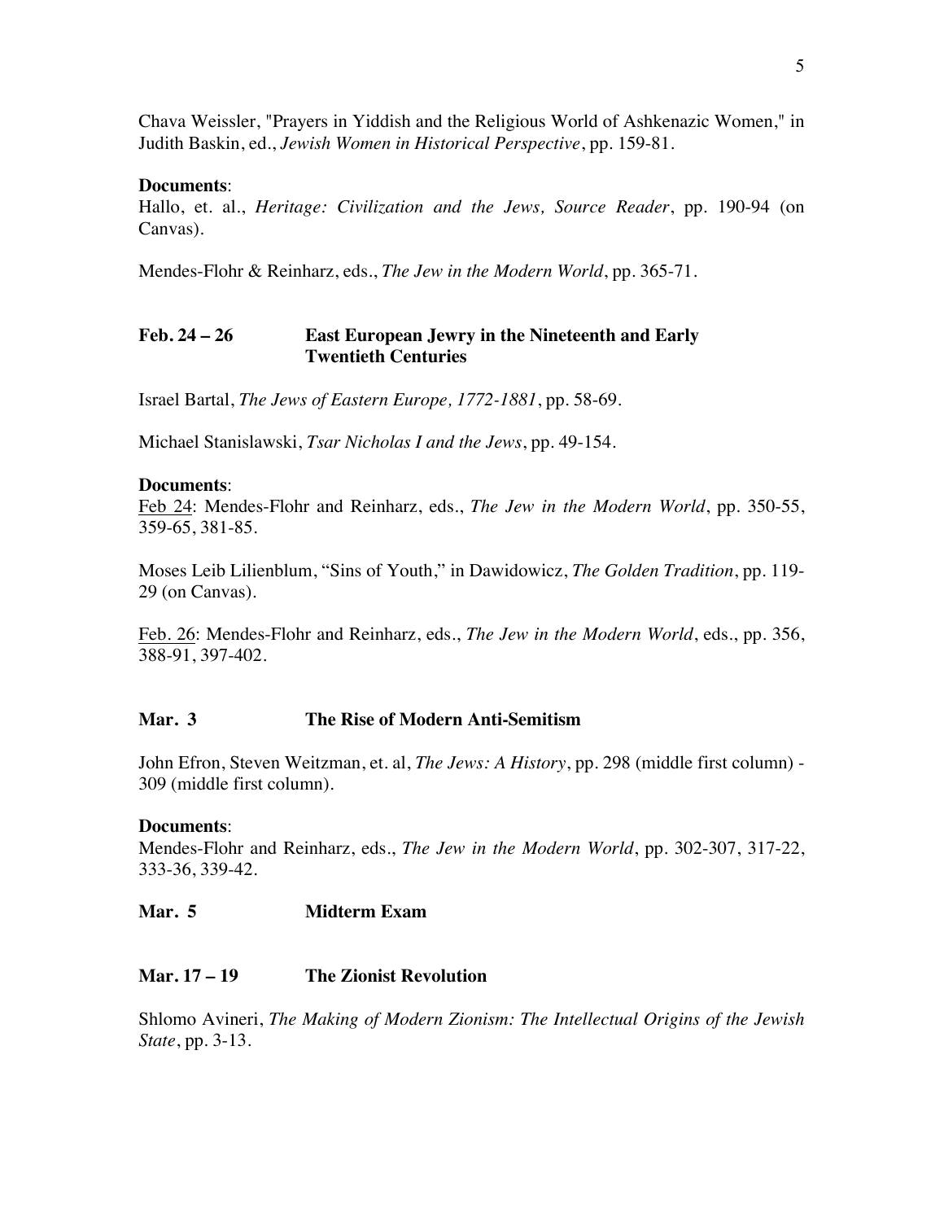Chava Weissler, "Prayers in Yiddish and the Religious World of Ashkenazic Women," in Judith Baskin, ed., *Jewish Women in Historical Perspective*, pp. 159-81.

**Documents**:
Hallo, et. al., *Heritage: Civilization and the Jews, Source Reader*, pp. 190-94 (on Canvas).

Mendes-Flohr & Reinharz, eds., *The Jew in the Modern World*, pp. 365-71.

### Feb. 24 – 26 East European Jewry in the Nineteenth and Early Twentieth Centuries

Israel Bartal, *The Jews of Eastern Europe, 1772-1881*, pp. 58-69.

Michael Stanislawski, *Tsar Nicholas I and the Jews*, pp. 49-154.

**Documents**:
<u>Feb 24</u>: Mendes-Flohr and Reinharz, eds., *The Jew in the Modern World*, pp. 350-55, 359-65, 381-85.

Moses Leib Lilienblum, "Sins of Youth," in Dawidowicz, *The Golden Tradition*, pp. 119-29 (on Canvas).

<u>Feb. 26</u>: Mendes-Flohr and Reinharz, eds., *The Jew in the Modern World*, eds., pp. 356, 388-91, 397-402.

### Mar. 3 The Rise of Modern Anti-Semitism

John Efron, Steven Weitzman, et. al, *The Jews: A History*, pp. 298 (middle first column) - 309 (middle first column).

**Documents**:
Mendes-Flohr and Reinharz, eds., *The Jew in the Modern World*, pp. 302-307, 317-22, 333-36, 339-42.

### Mar. 5 Midterm Exam

### Mar. 17 – 19 The Zionist Revolution

Shlomo Avineri, *The Making of Modern Zionism: The Intellectual Origins of the Jewish State*, pp. 3-13.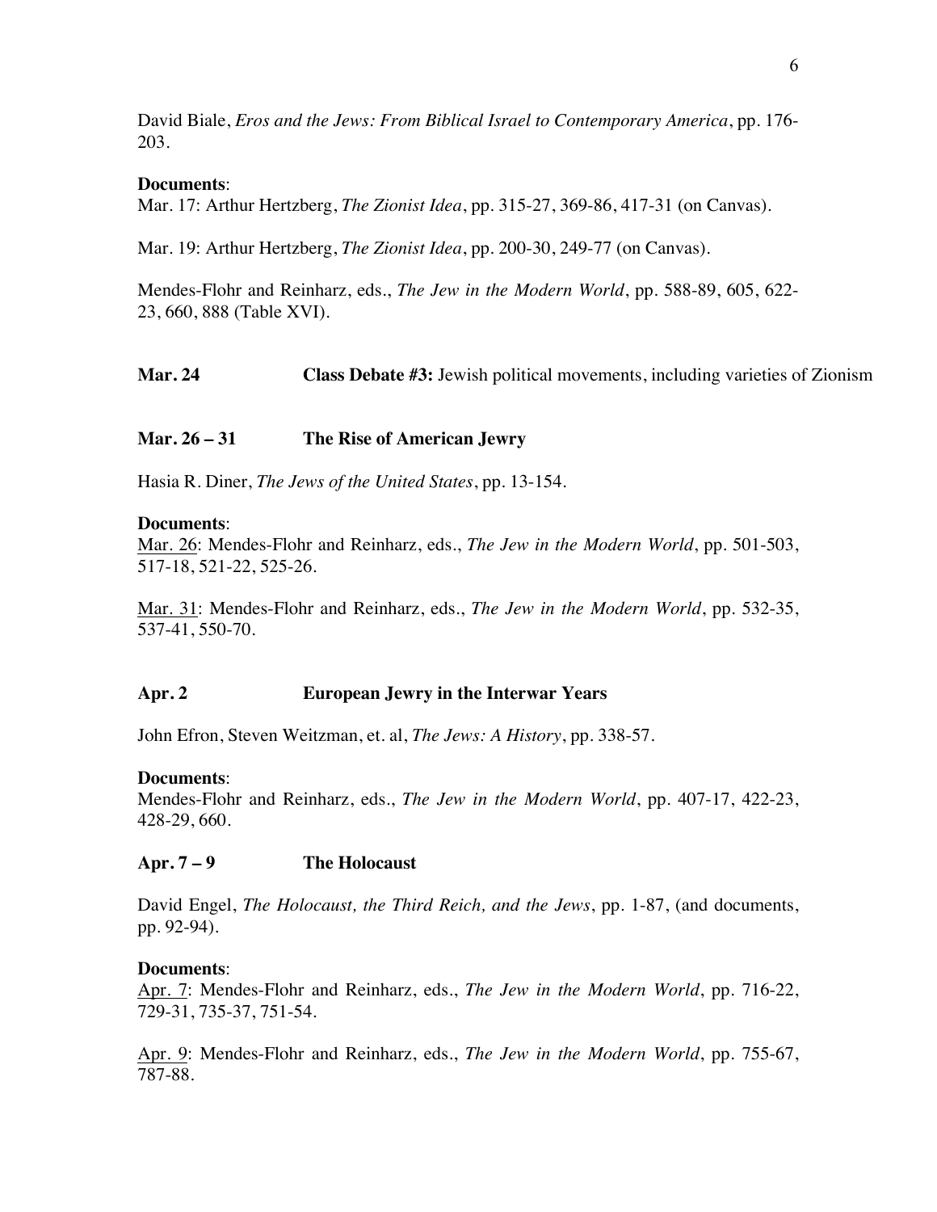David Biale, *Eros and the Jews: From Biblical Israel to Contemporary America*, pp. 176-203.

**Documents**:
Mar. 17: Arthur Hertzberg, *The Zionist Idea*, pp. 315-27, 369-86, 417-31 (on Canvas).

Mar. 19: Arthur Hertzberg, *The Zionist Idea*, pp. 200-30, 249-77 (on Canvas).

Mendes-Flohr and Reinharz, eds., *The Jew in the Modern World*, pp. 588-89, 605, 622-23, 660, 888 (Table XVI).

**Mar. 24** **Class Debate #3:** Jewish political movements, including varieties of Zionism

### Mar. 26 – 31 The Rise of American Jewry

Hasia R. Diner, *The Jews of the United States*, pp. 13-154.

**Documents**:
Mar. 26: Mendes-Flohr and Reinharz, eds., *The Jew in the Modern World*, pp. 501-503, 517-18, 521-22, 525-26.

Mar. 31: Mendes-Flohr and Reinharz, eds., *The Jew in the Modern World*, pp. 532-35, 537-41, 550-70.

### Apr. 2 European Jewry in the Interwar Years

John Efron, Steven Weitzman, et. al, *The Jews: A History*, pp. 338-57.

**Documents**:
Mendes-Flohr and Reinharz, eds., *The Jew in the Modern World*, pp. 407-17, 422-23, 428-29, 660.

### Apr. 7 – 9 The Holocaust

David Engel, *The Holocaust, the Third Reich, and the Jews*, pp. 1-87, (and documents, pp. 92-94).

**Documents**:
Apr. 7: Mendes-Flohr and Reinharz, eds., *The Jew in the Modern World*, pp. 716-22, 729-31, 735-37, 751-54.

Apr. 9: Mendes-Flohr and Reinharz, eds., *The Jew in the Modern World*, pp. 755-67, 787-88.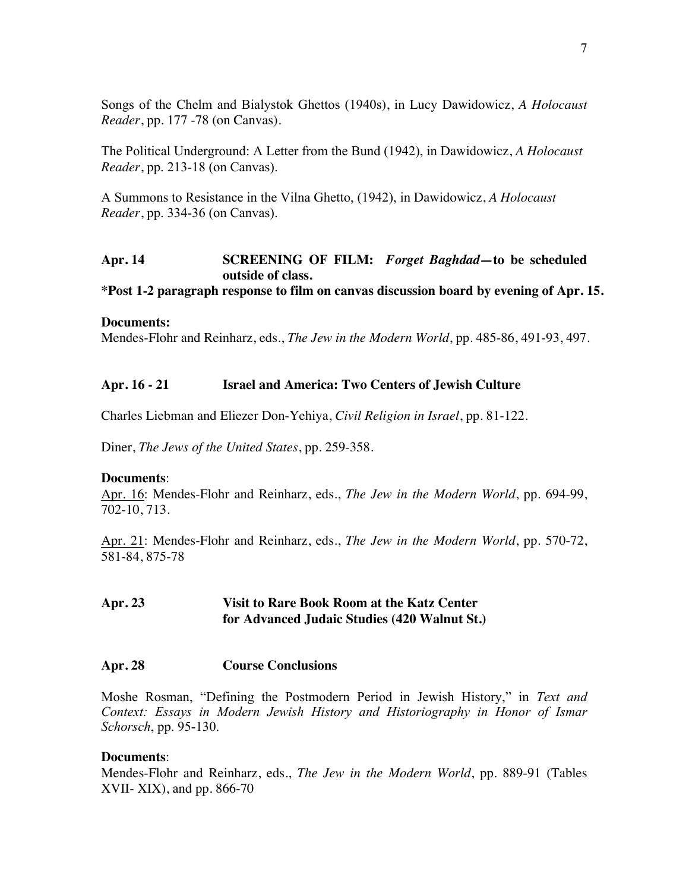Songs of the Chelm and Bialystok Ghettos (1940s), in Lucy Dawidowicz, *A Holocaust Reader*, pp. 177 -78 (on Canvas).

The Political Underground: A Letter from the Bund (1942), in Dawidowicz, *A Holocaust Reader*, pp. 213-18 (on Canvas).

A Summons to Resistance in the Vilna Ghetto, (1942), in Dawidowicz, *A Holocaust Reader*, pp. 334-36 (on Canvas).

**Apr. 14 SCREENING OF FILM: *Forget Baghdad*—to be scheduled outside of class.**

**\*Post 1-2 paragraph response to film on canvas discussion board by evening of Apr. 15.**

**Documents:**
Mendes-Flohr and Reinharz, eds., *The Jew in the Modern World*, pp. 485-86, 491-93, 497.

**Apr. 16 - 21 Israel and America: Two Centers of Jewish Culture**

Charles Liebman and Eliezer Don-Yehiya, *Civil Religion in Israel*, pp. 81-122.

Diner, *The Jews of the United States*, pp. 259-358.

**Documents**:
<u>Apr. 16</u>: Mendes-Flohr and Reinharz, eds., *The Jew in the Modern World*, pp. 694-99, 702-10, 713.

<u>Apr. 21</u>: Mendes-Flohr and Reinharz, eds., *The Jew in the Modern World*, pp. 570-72, 581-84, 875-78

**Apr. 23 Visit to Rare Book Room at the Katz Center for Advanced Judaic Studies (420 Walnut St.)**

**Apr. 28 Course Conclusions**

Moshe Rosman, "Defining the Postmodern Period in Jewish History," in *Text and Context: Essays in Modern Jewish History and Historiography in Honor of Ismar Schorsch*, pp. 95-130.

**Documents**:
Mendes-Flohr and Reinharz, eds., *The Jew in the Modern World*, pp. 889-91 (Tables XVII- XIX), and pp. 866-70